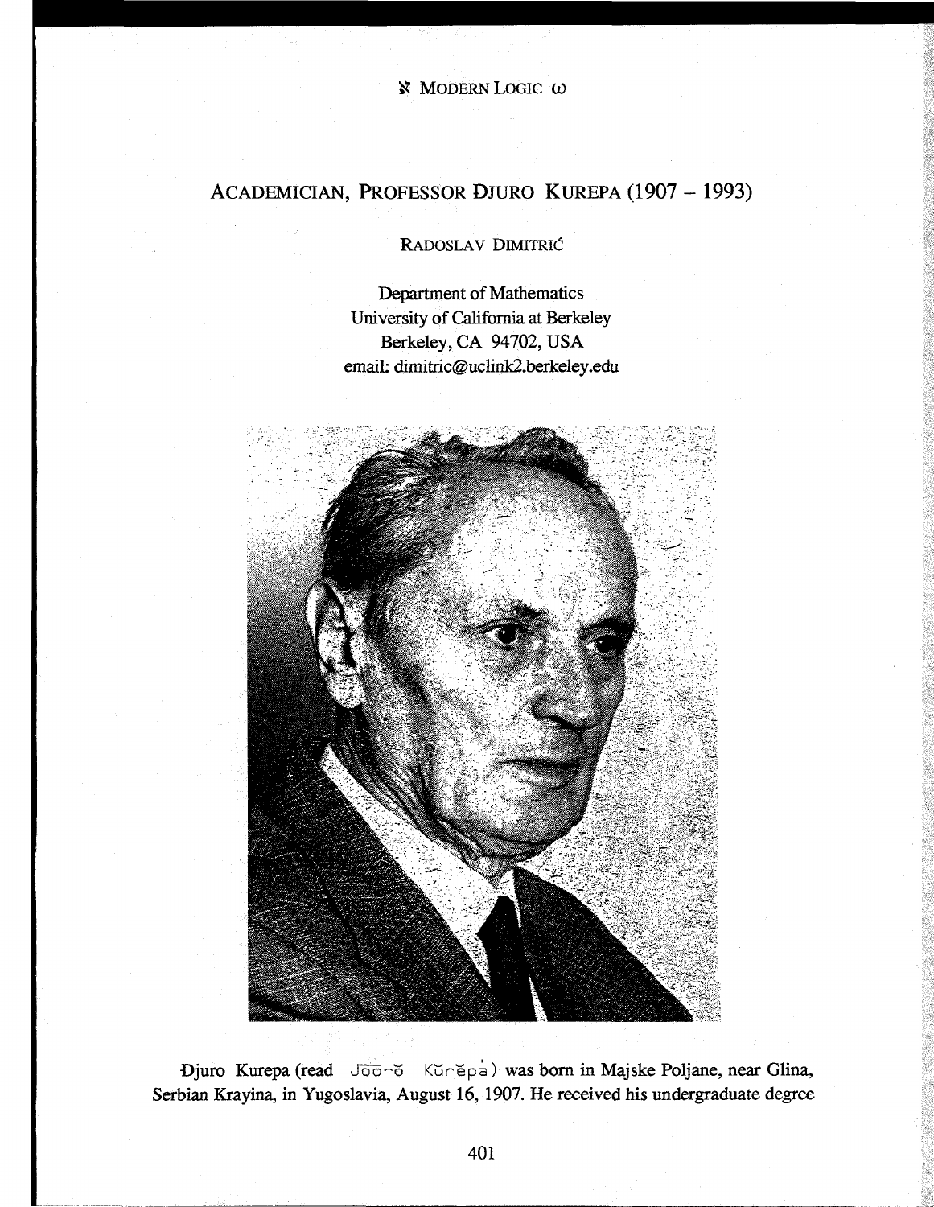# ACADEMICIAN, PROFESSOR ĐJURO KUREPA (1907 – 1993)

RADOSLAV DIMITRIĆ

Department of Mathematics
University of California at Berkeley
Berkeley, CA 94702, USA
email: dimitric@uclink2.berkeley.edu

Đjuro Kurepa (read Jooro Kŭrĕpa) was born in Majske Poljane, near Glina, Serbian Krayina, in Yugoslavia, August 16, 1907. He received his undergraduate degree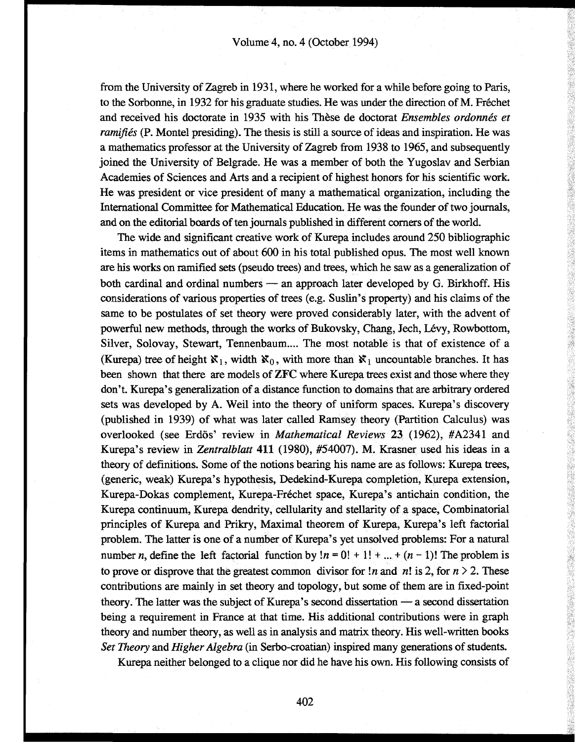from the University of Zagreb in 1931, where he worked for a while before going to Paris, to the Sorbonne, in 1932 for his graduate studies. He was under the direction of M. Fréchet and received his doctorate in 1935 with his Thèse de doctorat *Ensembles ordonnés et ramifiés* (P. Montel presiding). The thesis is still a source of ideas and inspiration. He was a mathematics professor at the University of Zagreb from 1938 to 1965, and subsequently joined the University of Belgrade. He was a member of both the Yugoslav and Serbian Academies of Sciences and Arts and a recipient of highest honors for his scientific work. He was president or vice president of many a mathematical organization, including the International Committee for Mathematical Education. He was the founder of two journals, and on the editorial boards of ten journals published in different corners of the world.

The wide and significant creative work of Kurepa includes around 250 bibliographic items in mathematics out of about 600 in his total published opus. The most well known are his works on ramified sets (pseudo trees) and trees, which he saw as a generalization of both cardinal and ordinal numbers — an approach later developed by G. Birkhoff. His considerations of various properties of trees (e.g. Suslin's property) and his claims of the same to be postulates of set theory were proved considerably later, with the advent of powerful new methods, through the works of Bukovsky, Chang, Jech, Lévy, Rowbottom, Silver, Solovay, Stewart, Tennenbaum.... The most notable is that of existence of a (Kurepa) tree of height $\aleph_1$, width $\aleph_0$, with more than $\aleph_1$ uncountable branches. It has been shown that there are models of **ZFC** where Kurepa trees exist and those where they don't. Kurepa's generalization of a distance function to domains that are arbitrary ordered sets was developed by A. Weil into the theory of uniform spaces. Kurepa's discovery (published in 1939) of what was later called Ramsey theory (Partition Calculus) was overlooked (see Erdös' review in *Mathematical Reviews* **23** (1962), #A2341 and Kurepa's review in *Zentralblatt* **411** (1980), #54007). M. Krasner used his ideas in a theory of definitions. Some of the notions bearing his name are as follows: Kurepa trees, (generic, weak) Kurepa's hypothesis, Dedekind-Kurepa completion, Kurepa extension, Kurepa-Dokas complement, Kurepa-Fréchet space, Kurepa's antichain condition, the Kurepa continuum, Kurepa dendrity, cellularity and stellarity of a space, Combinatorial principles of Kurepa and Prikry, Maximal theorem of Kurepa, Kurepa's left factorial problem. The latter is one of a number of Kurepa's yet unsolved problems: For a natural number $n$, define the left factorial function by $!n = 0! + 1! + ... + (n-1)!$ The problem is to prove or disprove that the greatest common divisor for $!n$ and $n!$ is 2, for $n > 2$. These contributions are mainly in set theory and topology, but some of them are in fixed-point theory. The latter was the subject of Kurepa's second dissertation — a second dissertation being a requirement in France at that time. His additional contributions were in graph theory and number theory, as well as in analysis and matrix theory. His well-written books *Set Theory* and *Higher Algebra* (in Serbo-croatian) inspired many generations of students.

Kurepa neither belonged to a clique nor did he have his own. His following consists of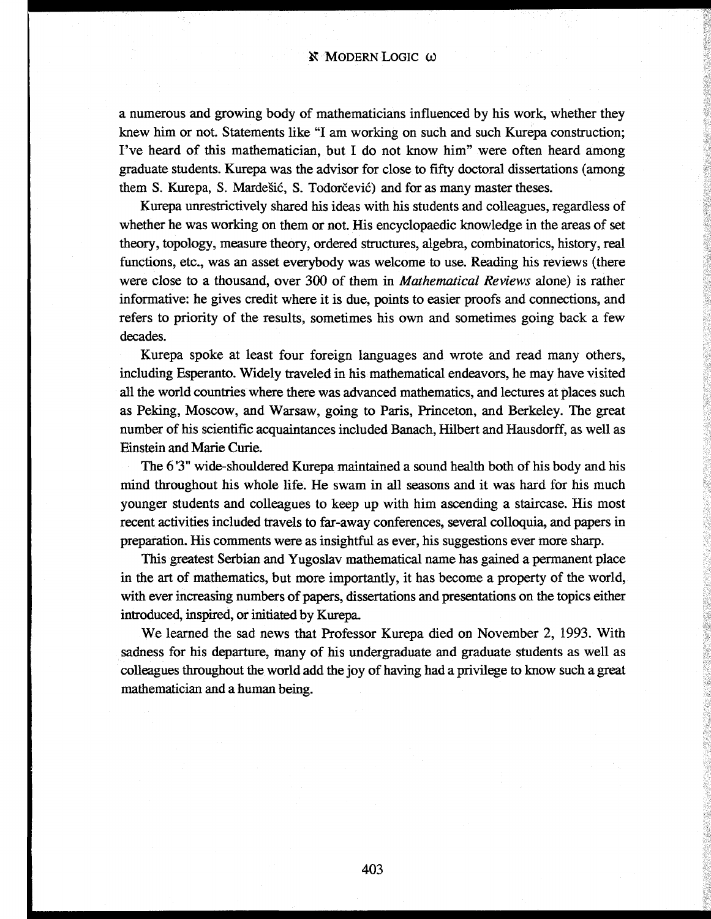a numerous and growing body of mathematicians influenced by his work, whether they knew him or not. Statements like "I am working on such and such Kurepa construction; I've heard of this mathematician, but I do not know him" were often heard among graduate students. Kurepa was the advisor for close to fifty doctoral dissertations (among them S. Kurepa, S. Mardešić, S. Todorčević) and for as many master theses.

Kurepa unrestrictively shared his ideas with his students and colleagues, regardless of whether he was working on them or not. His encyclopaedic knowledge in the areas of set theory, topology, measure theory, ordered structures, algebra, combinatorics, history, real functions, etc., was an asset everybody was welcome to use. Reading his reviews (there were close to a thousand, over 300 of them in *Mathematical Reviews* alone) is rather informative: he gives credit where it is due, points to easier proofs and connections, and refers to priority of the results, sometimes his own and sometimes going back a few decades.

Kurepa spoke at least four foreign languages and wrote and read many others, including Esperanto. Widely traveled in his mathematical endeavors, he may have visited all the world countries where there was advanced mathematics, and lectures at places such as Peking, Moscow, and Warsaw, going to Paris, Princeton, and Berkeley. The great number of his scientific acquaintances included Banach, Hilbert and Hausdorff, as well as Einstein and Marie Curie.

The 6'3" wide-shouldered Kurepa maintained a sound health both of his body and his mind throughout his whole life. He swam in all seasons and it was hard for his much younger students and colleagues to keep up with him ascending a staircase. His most recent activities included travels to far-away conferences, several colloquia, and papers in preparation. His comments were as insightful as ever, his suggestions ever more sharp.

This greatest Serbian and Yugoslav mathematical name has gained a permanent place in the art of mathematics, but more importantly, it has become a property of the world, with ever increasing numbers of papers, dissertations and presentations on the topics either introduced, inspired, or initiated by Kurepa.

We learned the sad news that Professor Kurepa died on November 2, 1993. With sadness for his departure, many of his undergraduate and graduate students as well as colleagues throughout the world add the joy of having had a privilege to know such a great mathematician and a human being.